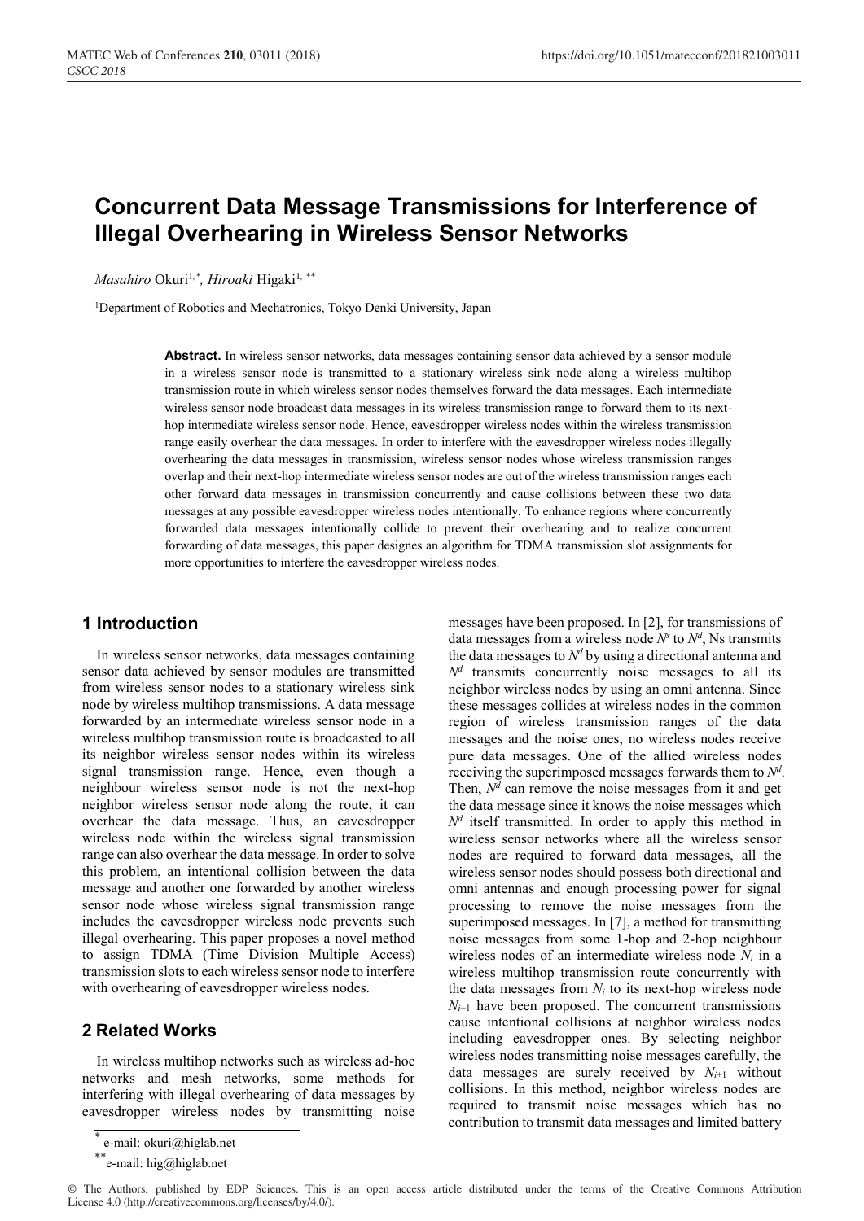# Concurrent Data Message Transmissions for Interference of Illegal Overhearing in Wireless Sensor Networks

*Masahiro* Okuri[1,*], *Hiroaki* Higaki[1,**]

[1]Department of Robotics and Mechatronics, Tokyo Denki University, Japan

**Abstract.** In wireless sensor networks, data messages containing sensor data achieved by a sensor module in a wireless sensor node is transmitted to a stationary wireless sink node along a wireless multihop transmission route in which wireless sensor nodes themselves forward the data messages. Each intermediate wireless sensor node broadcast data messages in its wireless transmission range to forward them to its next-hop intermediate wireless sensor node. Hence, eavesdropper wireless nodes within the wireless transmission range easily overhear the data messages. In order to interfere with the eavesdropper wireless nodes illegally overhearing the data messages in transmission, wireless sensor nodes whose wireless transmission ranges overlap and their next-hop intermediate wireless sensor nodes are out of the wireless transmission ranges each other forward data messages in transmission concurrently and cause collisions between these two data messages at any possible eavesdropper wireless nodes intentionally. To enhance regions where concurrently forwarded data messages intentionally collide to prevent their overhearing and to realize concurrent forwarding of data messages, this paper designes an algorithm for TDMA transmission slot assignments for more opportunities to interfere the eavesdropper wireless nodes.

## 1 Introduction

In wireless sensor networks, data messages containing sensor data achieved by sensor modules are transmitted from wireless sensor nodes to a stationary wireless sink node by wireless multihop transmissions. A data message forwarded by an intermediate wireless sensor node in a wireless multihop transmission route is broadcasted to all its neighbor wireless sensor nodes within its wireless signal transmission range. Hence, even though a neighbour wireless sensor node is not the next-hop neighbor wireless sensor node along the route, it can overhear the data message. Thus, an eavesdropper wireless node within the wireless signal transmission range can also overhear the data message. In order to solve this problem, an intentional collision between the data message and another one forwarded by another wireless sensor node whose wireless signal transmission range includes the eavesdropper wireless node prevents such illegal overhearing. This paper proposes a novel method to assign TDMA (Time Division Multiple Access) transmission slots to each wireless sensor node to interfere with overhearing of eavesdropper wireless nodes.

## 2 Related Works

In wireless multihop networks such as wireless ad-hoc networks and mesh networks, some methods for interfering with illegal overhearing of data messages by eavesdropper wireless nodes by transmitting noise messages have been proposed. In [2], for transmissions of data messages from a wireless node $N^s$ to $N^d$, Ns transmits the data messages to $N^d$ by using a directional antenna and $N^d$ transmits concurrently noise messages to all its neighbor wireless nodes by using an omni antenna. Since these messages collides at wireless nodes in the common region of wireless transmission ranges of the data messages and the noise ones, no wireless nodes receive pure data messages. One of the allied wireless nodes receiving the superimposed messages forwards them to $N^d$. Then, $N^d$ can remove the noise messages from it and get the data message since it knows the noise messages which $N^d$ itself transmitted. In order to apply this method in wireless sensor networks where all the wireless sensor nodes are required to forward data messages, all the wireless sensor nodes should possess both directional and omni antennas and enough processing power for signal processing to remove the noise messages from the superimposed messages. In [7], a method for transmitting noise messages from some 1-hop and 2-hop neighbour wireless nodes of an intermediate wireless node $N_i$ in a wireless multihop transmission route concurrently with the data messages from $N_i$ to its next-hop wireless node $N_{i+1}$ have been proposed. The concurrent transmissions cause intentional collisions at neighbor wireless nodes including eavesdropper ones. By selecting neighbor wireless nodes transmitting noise messages carefully, the data messages are surely received by $N_{i+1}$ without collisions. In this method, neighbor wireless nodes are required to transmit noise messages which has no contribution to transmit data messages and limited battery

---

[*] e-mail: okuri@higlab.net

[**] e-mail: hig@higlab.net

© The Authors, published by EDP Sciences. This is an open access article distributed under the terms of the Creative Commons Attribution License 4.0 (http://creativecommons.org/licenses/by/4.0/).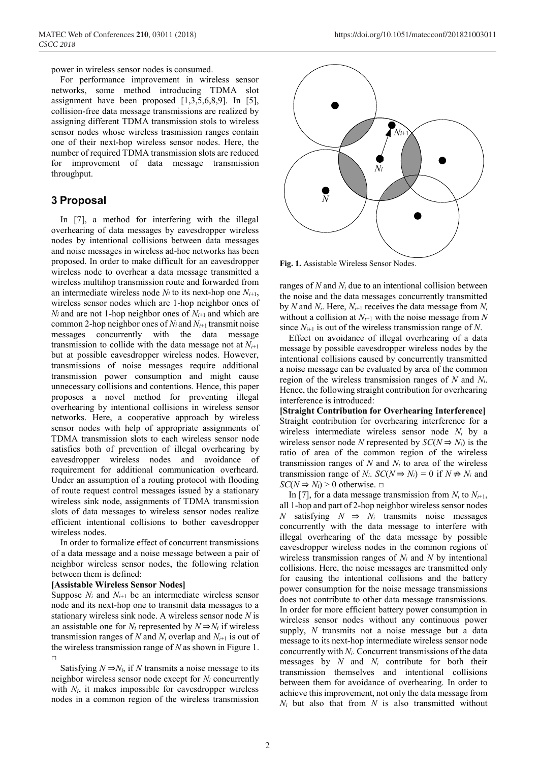power in wireless sensor nodes is consumed.

For performance improvement in wireless sensor networks, some method introducing TDMA slot assignment have been proposed [1,3,5,6,8,9]. In [5], collision-free data message transmissions are realized by assigning different TDMA transmission stols to wireless sensor nodes whose wireless trasmission ranges contain one of their next-hop wireless sensor nodes. Here, the number of required TDMA transmission slots are reduced for improvement of data message transmission throughput.

## 3 Proposal

In [7], a method for interfering with the illegal overhearing of data messages by eavesdropper wireless nodes by intentional collisions between data messages and noise messages in wireless ad-hoc networks has been proposed. In order to make difficult for an eavesdropper wireless node to overhear a data message transmitted a wireless multihop transmission route and forwarded from an intermediate wireless node $N_i$ to its next-hop one $N_{i+1}$, wireless sensor nodes which are 1-hop neighbor ones of $N_i$ and are not 1-hop neighbor ones of $N_{i+1}$ and which are common 2-hop neighbor ones of $N_i$ and $N_{i+1}$ transmit noise messages concurrently with the data message transmission to collide with the data message not at $N_{i+1}$ but at possible eavesdropper wireless nodes. However, transmissions of noise messages require additional transmission power consumption and might cause unnecessary collisions and contentions. Hence, this paper proposes a novel method for preventing illegal overhearing by intentional collisions in wireless sensor networks. Here, a cooperative approach by wireless sensor nodes with help of appropriate assignments of TDMA transmission slots to each wireless sensor node satisfies both of prevention of illegal overhearing by eavesdropper wireless nodes and avoidance of requirement for additional communication overheard. Under an assumption of a routing protocol with flooding of route request control messages issued by a stationary wireless sink node, assignments of TDMA transmission slots of data messages to wireless sensor nodes realize efficient intentional collisions to bother eavesdropper wireless nodes.

In order to formalize effect of concurrent transmissions of a data message and a noise message between a pair of neighbor wireless sensor nodes, the following relation between them is defined:

**[Assistable Wireless Sensor Nodes]**
Suppose $N_i$ and $N_{i+1}$ be an intermediate wireless sensor node and its next-hop one to transmit data messages to a stationary wireless sink node. A wireless sensor node $N$ is an assistable one for $N_i$ represented by $N \Rightarrow N_i$ if wireless transmission ranges of $N$ and $N_i$ overlap and $N_{i+1}$ is out of the wireless transmission range of $N$ as shown in Figure 1. □

Satisfying $N \Rightarrow N_i$, if $N$ transmits a noise message to its neighbor wireless sensor node except for $N_i$ concurrently with $N_i$, it makes impossible for eavesdropper wireless nodes in a common region of the wireless transmission ranges of $N$ and $N_i$ due to an intentional collision between the noise and the data messages concurrently transmitted by $N$ and $N_i$. Here, $N_{i+1}$ receives the data message from $N_i$ without a collision at $N_{i+1}$ with the noise message from $N$ since $N_{i+1}$ is out of the wireless transmission range of $N$.

**Fig. 1.** Assistable Wireless Sensor Nodes.

Effect on avoidance of illegal overhearing of a data message by possible eavesdropper wireless nodes by the intentional collisions caused by concurrently transmitted a noise message can be evaluated by area of the common region of the wireless transmission ranges of $N$ and $N_i$. Hence, the following straight contribution for overhearing interference is introduced:

**[Straight Contribution for Overhearing Interference]**
Straight contribution for overhearing interference for a wireless intermediate wireless sensor node $N_i$ by a wireless sensor node $N$ represented by $SC(N \Rightarrow N_i)$ is the ratio of area of the common region of the wireless transmission ranges of $N$ and $N_i$ to area of the wireless transmission range of $N_i$. $SC(N \Rightarrow N_i) = 0$ if $N \not\Rightarrow N_i$ and $SC(N \Rightarrow N_i) > 0$ otherwise. □

In [7], for a data message transmission from $N_i$ to $N_{i+1}$, all 1-hop and part of 2-hop neighbor wireless sensor nodes $N$ satisfying $N \Rightarrow N_i$ transmits noise messages concurrently with the data message to interfere with illegal overhearing of the data message by possible eavesdropper wireless nodes in the common regions of wireless transmission ranges of $N_i$ and $N$ by intentional collisions. Here, the noise messages are transmitted only for causing the intentional collisions and the battery power consumption for the noise message transmissions does not contribute to other data message transmissions. In order for more efficient battery power consumption in wireless sensor nodes without any continuous power supply, $N$ transmits not a noise message but a data message to its next-hop intermediate wireless sensor node concurrently with $N_i$. Concurrent transmissions of the data messages by $N$ and $N_i$ contribute for both their transmission themselves and intentional collisions between them for avoidance of overhearing. In order to achieve this improvement, not only the data message from $N_i$ but also that from $N$ is also transmitted without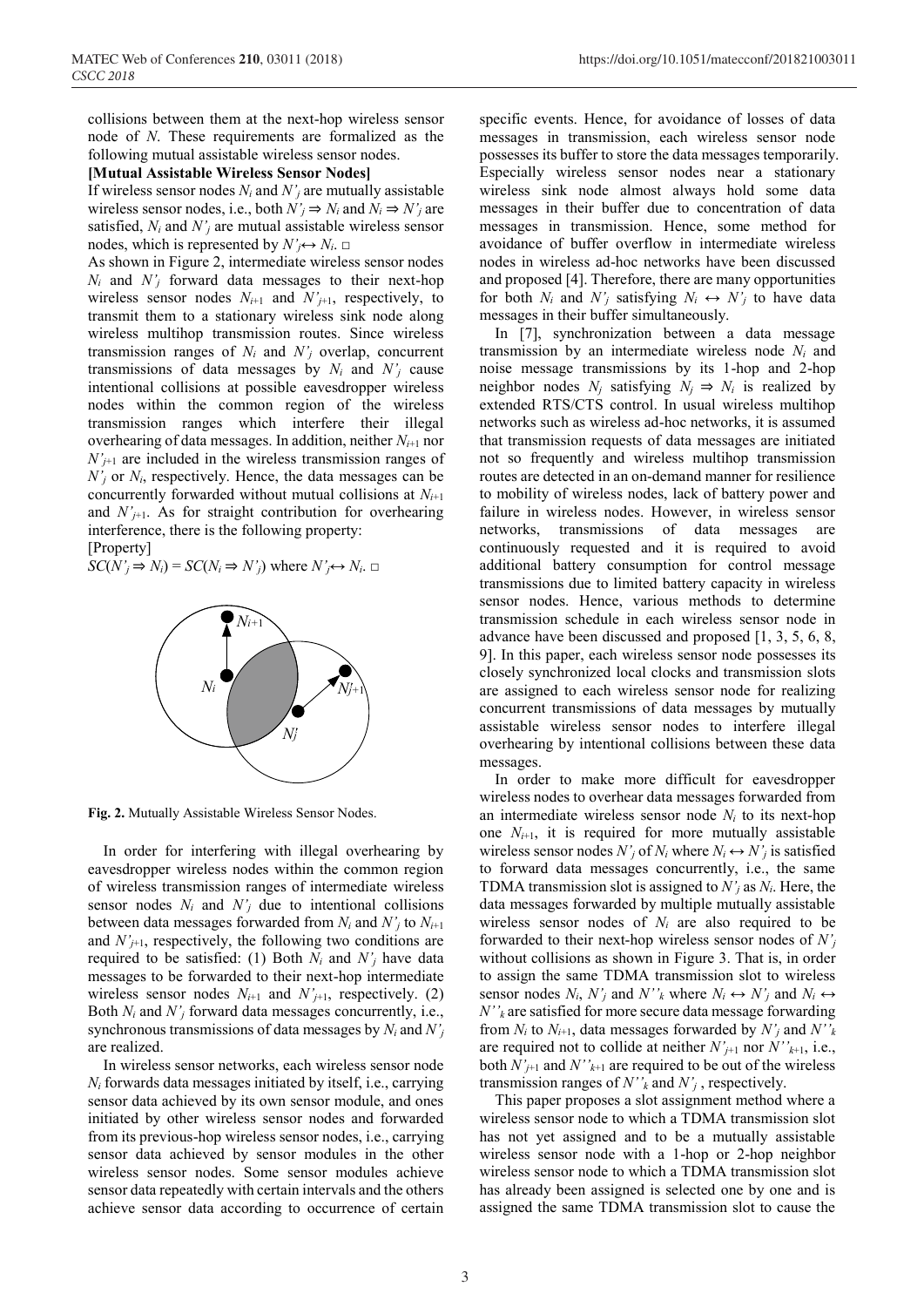collisions between them at the next-hop wireless sensor node of $N$. These requirements are formalized as the following mutual assistable wireless sensor nodes.

**[Mutual Assistable Wireless Sensor Nodes]**

If wireless sensor nodes $N_i$ and $N'_j$ are mutually assistable wireless sensor nodes, i.e., both $N'_j \Rightarrow N_i$ and $N_i \Rightarrow N'_j$ are satisfied, $N_i$ and $N'_j$ are mutual assistable wireless sensor nodes, which is represented by $N'_j \leftrightarrow N_i$. □

As shown in Figure 2, intermediate wireless sensor nodes $N_i$ and $N'_j$ forward data messages to their next-hop wireless sensor nodes $N_{i+1}$ and $N'_{j+1}$, respectively, to transmit them to a stationary wireless sink node along wireless multihop transmission routes. Since wireless transmission ranges of $N_i$ and $N'_j$ overlap, concurrent transmissions of data messages by $N_i$ and $N'_j$ cause intentional collisions at possible eavesdropper wireless nodes within the common region of the wireless transmission ranges which interfere their illegal overhearing of data messages. In addition, neither $N_{i+1}$ nor $N'_{j+1}$ are included in the wireless transmission ranges of $N'_j$ or $N_i$, respectively. Hence, the data messages can be concurrently forwarded without mutual collisions at $N_{i+1}$ and $N'_{j+1}$. As for straight contribution for overhearing interference, there is the following property:

[Property]

$SC(N'_j \Rightarrow N_i) = SC(N_i \Rightarrow N'_j)$ where $N'_j \leftrightarrow N_i$. □

**Fig. 2.** Mutually Assistable Wireless Sensor Nodes.

In order for interfering with illegal overhearing by eavesdropper wireless nodes within the common region of wireless transmission ranges of intermediate wireless sensor nodes $N_i$ and $N'_j$ due to intentional collisions between data messages forwarded from $N_i$ and $N'_j$ to $N_{i+1}$ and $N'_{j+1}$, respectively, the following two conditions are required to be satisfied: (1) Both $N_i$ and $N'_j$ have data messages to be forwarded to their next-hop intermediate wireless sensor nodes $N_{i+1}$ and $N'_{j+1}$, respectively. (2) Both $N_i$ and $N'_j$ forward data messages concurrently, i.e., synchronous transmissions of data messages by $N_i$ and $N'_j$ are realized.

In wireless sensor networks, each wireless sensor node $N_i$ forwards data messages initiated by itself, i.e., carrying sensor data achieved by its own sensor module, and ones initiated by other wireless sensor nodes and forwarded from its previous-hop wireless sensor nodes, i.e., carrying sensor data achieved by sensor modules in the other wireless sensor nodes. Some sensor modules achieve sensor data repeatedly with certain intervals and the others achieve sensor data according to occurrence of certain specific events. Hence, for avoidance of losses of data messages in transmission, each wireless sensor node possesses its buffer to store the data messages temporarily. Especially wireless sensor nodes near a stationary wireless sink node almost always hold some data messages in their buffer due to concentration of data messages in transmission. Hence, some method for avoidance of buffer overflow in intermediate wireless nodes in wireless ad-hoc networks have been discussed and proposed [4]. Therefore, there are many opportunities for both $N_i$ and $N'_j$ satisfying $N_i \leftrightarrow N'_j$ to have data messages in their buffer simultaneously.

In [7], synchronization between a data message transmission by an intermediate wireless node $N_i$ and noise message transmissions by its 1-hop and 2-hop neighbor nodes $N_j$ satisfying $N_j \Rightarrow N_i$ is realized by extended RTS/CTS control. In usual wireless multihop networks such as wireless ad-hoc networks, it is assumed that transmission requests of data messages are initiated not so frequently and wireless multihop transmission routes are detected in an on-demand manner for resilience to mobility of wireless nodes, lack of battery power and failure in wireless nodes. However, in wireless sensor networks, transmissions of data messages are continuously requested and it is required to avoid additional battery consumption for control message transmissions due to limited battery capacity in wireless sensor nodes. Hence, various methods to determine transmission schedule in each wireless sensor node in advance have been discussed and proposed [1, 3, 5, 6, 8, 9]. In this paper, each wireless sensor node possesses its closely synchronized local clocks and transmission slots are assigned to each wireless sensor node for realizing concurrent transmissions of data messages by mutually assistable wireless sensor nodes to interfere illegal overhearing by intentional collisions between these data messages.

In order to make more difficult for eavesdropper wireless nodes to overhear data messages forwarded from an intermediate wireless sensor node $N_i$ to its next-hop one $N_{i+1}$, it is required for more mutually assistable wireless sensor nodes $N'_j$ of $N_i$ where $N_i \leftrightarrow N'_j$ is satisfied to forward data messages concurrently, i.e., the same TDMA transmission slot is assigned to $N'_j$ as $N_i$. Here, the data messages forwarded by multiple mutually assistable wireless sensor nodes of $N_i$ are also required to be forwarded to their next-hop wireless sensor nodes of $N'_j$ without collisions as shown in Figure 3. That is, in order to assign the same TDMA transmission slot to wireless sensor nodes $N_i$, $N'_j$ and $N''_k$ where $N_i \leftrightarrow N'_j$ and $N_i \leftrightarrow N''_k$ are satisfied for more secure data message forwarding from $N_i$ to $N_{i+1}$, data messages forwarded by $N'_j$ and $N''_k$ are required not to collide at neither $N'_{j+1}$ nor $N''_{k+1}$, i.e., both $N'_{j+1}$ and $N''_{k+1}$ are required to be out of the wireless transmission ranges of $N''_k$ and $N'_j$, respectively.

This paper proposes a slot assignment method where a wireless sensor node to which a TDMA transmission slot has not yet assigned and to be a mutually assistable wireless sensor node with a 1-hop or 2-hop neighbor wireless sensor node to which a TDMA transmission slot has already been assigned is selected one by one and is assigned the same TDMA transmission slot to cause the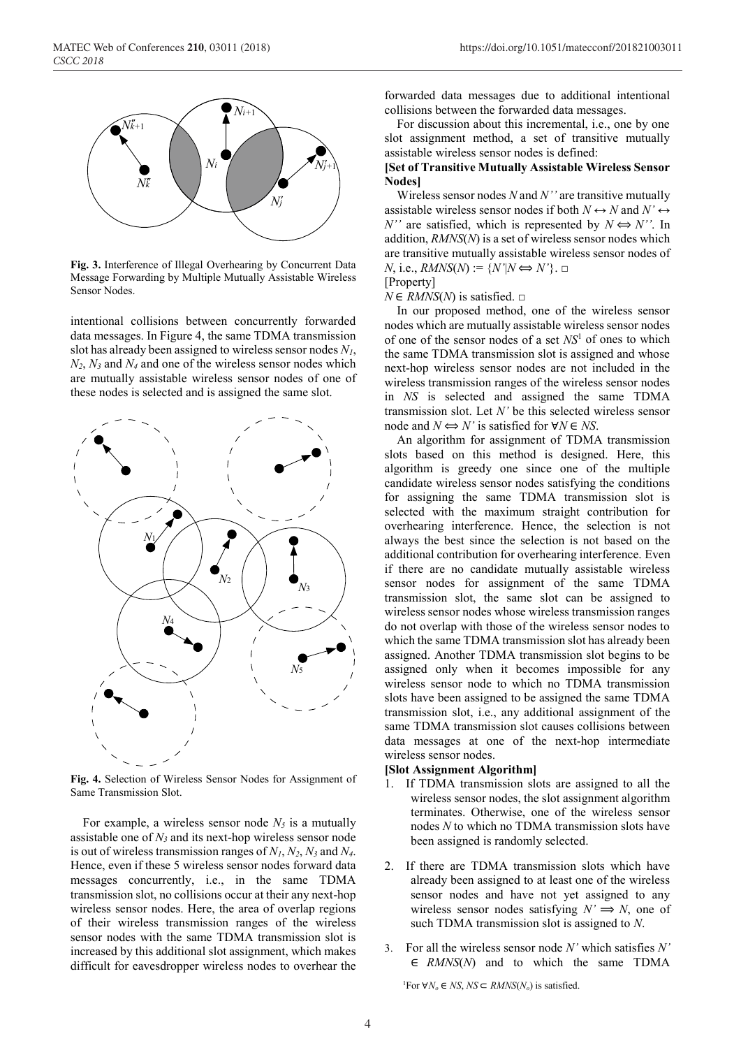**Fig. 3.** Interference of Illegal Overhearing by Concurrent Data Message Forwarding by Multiple Mutually Assistable Wireless Sensor Nodes.

intentional collisions between concurrently forwarded data messages. In Figure 4, the same TDMA transmission slot has already been assigned to wireless sensor nodes $N_1$, $N_2$, $N_3$ and $N_4$ and one of the wireless sensor nodes which are mutually assistable wireless sensor nodes of one of these nodes is selected and is assigned the same slot.

**Fig. 4.** Selection of Wireless Sensor Nodes for Assignment of Same Transmission Slot.

For example, a wireless sensor node $N_5$ is a mutually assistable one of $N_3$ and its next-hop wireless sensor node is out of wireless transmission ranges of $N_1$, $N_2$, $N_3$ and $N_4$. Hence, even if these 5 wireless sensor nodes forward data messages concurrently, i.e., in the same TDMA transmission slot, no collisions occur at their any next-hop wireless sensor nodes. Here, the area of overlap regions of their wireless transmission ranges of the wireless sensor nodes with the same TDMA transmission slot is increased by this additional slot assignment, which makes difficult for eavesdropper wireless nodes to overhear the forwarded data messages due to additional intentional collisions between the forwarded data messages.

For discussion about this incremental, i.e., one by one slot assignment method, a set of transitive mutually assistable wireless sensor nodes is defined:

**[Set of Transitive Mutually Assistable Wireless Sensor Nodes]**

Wireless sensor nodes $N$ and $N''$ are transitive mutually assistable wireless sensor nodes if both $N \leftrightarrow N$ and $N' \leftrightarrow N''$ are satisfied, which is represented by $N \Leftrightarrow N''$. In addition, $RMNS(N)$ is a set of wireless sensor nodes which are transitive mutually assistable wireless sensor nodes of $N$, i.e., $RMNS(N) := \{N' | N \Leftrightarrow N'\}$. □

[Property]

$N \in RMNS(N)$ is satisfied. □

In our proposed method, one of the wireless sensor nodes which are mutually assistable wireless sensor nodes of one of the sensor nodes of a set $NS$[1] of ones to which the same TDMA transmission slot is assigned and whose next-hop wireless sensor nodes are not included in the wireless transmission ranges of the wireless sensor nodes in $NS$ is selected and assigned the same TDMA transmission slot. Let $N'$ be this selected wireless sensor node and $N \Leftrightarrow N'$ is satisfied for $\forall N \in NS$.

An algorithm for assignment of TDMA transmission slots based on this method is designed. Here, this algorithm is greedy one since one of the multiple candidate wireless sensor nodes satisfying the conditions for assigning the same TDMA transmission slot is selected with the maximum straight contribution for overhearing interference. Hence, the selection is not always the best since the selection is not based on the additional contribution for overhearing interference. Even if there are no candidate mutually assistable wireless sensor nodes for assignment of the same TDMA transmission slot, the same slot can be assigned to wireless sensor nodes whose wireless transmission ranges do not overlap with those of the wireless sensor nodes to which the same TDMA transmission slot has already been assigned. Another TDMA transmission slot begins to be assigned only when it becomes impossible for any wireless sensor node to which no TDMA transmission slots have been assigned to be assigned the same TDMA transmission slot, i.e., any additional assignment of the same TDMA transmission slot causes collisions between data messages at one of the next-hop intermediate wireless sensor nodes.

**[Slot Assignment Algorithm]**

1. If TDMA transmission slots are assigned to all the wireless sensor nodes, the slot assignment algorithm terminates. Otherwise, one of the wireless sensor nodes $N$ to which no TDMA transmission slots have been assigned is randomly selected.
2. If there are TDMA transmission slots which have already been assigned to at least one of the wireless sensor nodes and have not yet assigned to any wireless sensor nodes satisfying $N' \Rightarrow N$, one of such TDMA transmission slot is assigned to $N$.
3. For all the wireless sensor node $N'$ which satisfies $N' \in RMNS(N)$ and to which the same TDMA

[1] For $\forall N_o \in NS$, $NS \subset RMNS(N_o)$ is satisfied.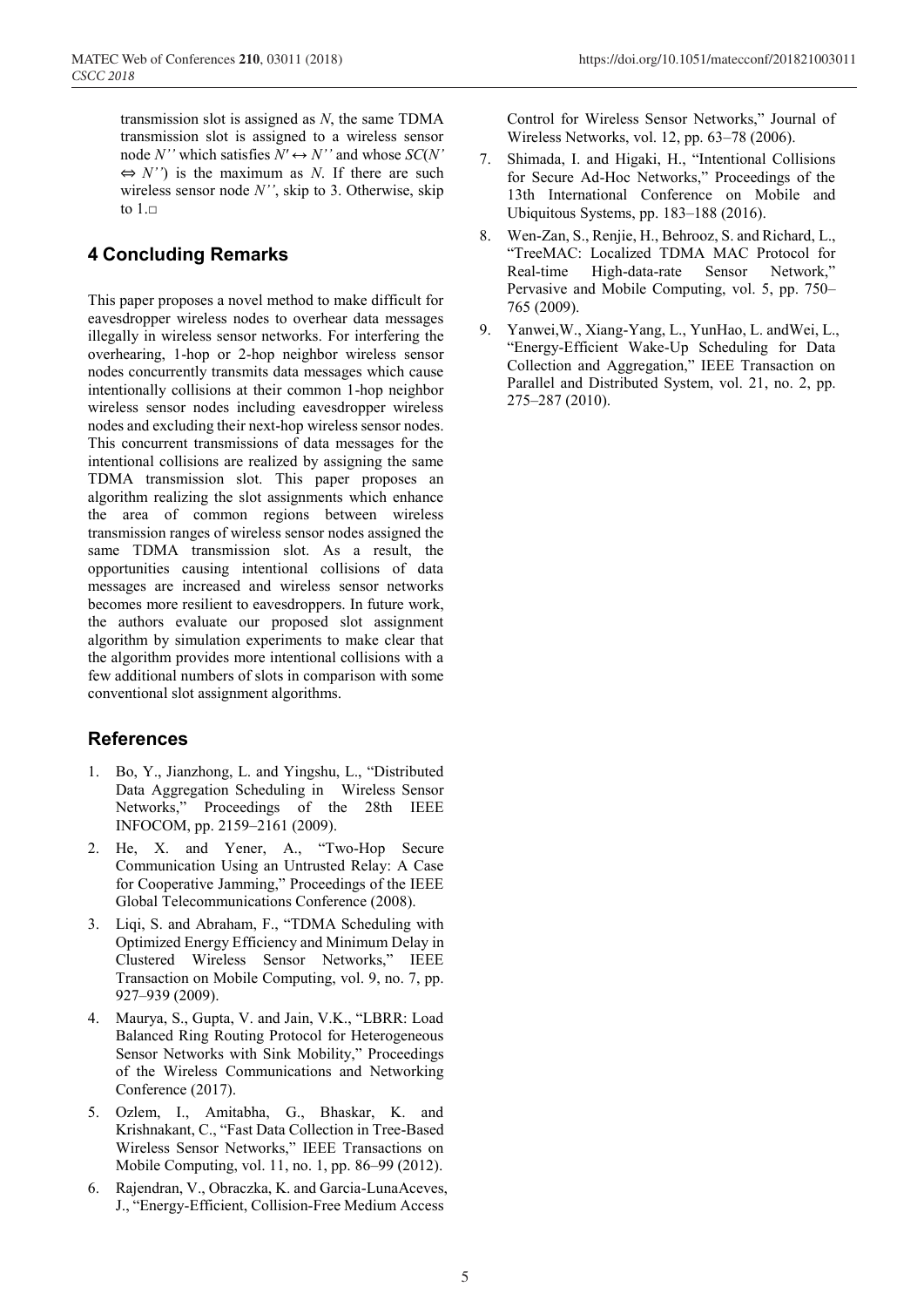transmission slot is assigned as $N$, the same TDMA transmission slot is assigned to a wireless sensor node $N''$ which satisfies $N' \leftrightarrow N''$ and whose $SC(N' \Leftrightarrow N'')$ is the maximum as $N$. If there are such wireless sensor node $N''$, skip to 3. Otherwise, skip to 1.□

## 4 Concluding Remarks

This paper proposes a novel method to make difficult for eavesdropper wireless nodes to overhear data messages illegally in wireless sensor networks. For interfering the overhearing, 1-hop or 2-hop neighbor wireless sensor nodes concurrently transmits data messages which cause intentionally collisions at their common 1-hop neighbor wireless sensor nodes including eavesdropper wireless nodes and excluding their next-hop wireless sensor nodes. This concurrent transmissions of data messages for the intentional collisions are realized by assigning the same TDMA transmission slot. This paper proposes an algorithm realizing the slot assignments which enhance the area of common regions between wireless transmission ranges of wireless sensor nodes assigned the same TDMA transmission slot. As a result, the opportunities causing intentional collisions of data messages are increased and wireless sensor networks becomes more resilient to eavesdroppers. In future work, the authors evaluate our proposed slot assignment algorithm by simulation experiments to make clear that the algorithm provides more intentional collisions with a few additional numbers of slots in comparison with some conventional slot assignment algorithms.

## References

1. Bo, Y., Jianzhong, L. and Yingshu, L., "Distributed Data Aggregation Scheduling in Wireless Sensor Networks," Proceedings of the 28th IEEE INFOCOM, pp. 2159–2161 (2009).
2. He, X. and Yener, A., "Two-Hop Secure Communication Using an Untrusted Relay: A Case for Cooperative Jamming," Proceedings of the IEEE Global Telecommunications Conference (2008).
3. Liqi, S. and Abraham, F., "TDMA Scheduling with Optimized Energy Efficiency and Minimum Delay in Clustered Wireless Sensor Networks," IEEE Transaction on Mobile Computing, vol. 9, no. 7, pp. 927–939 (2009).
4. Maurya, S., Gupta, V. and Jain, V.K., "LBRR: Load Balanced Ring Routing Protocol for Heterogeneous Sensor Networks with Sink Mobility," Proceedings of the Wireless Communications and Networking Conference (2017).
5. Ozlem, I., Amitabha, G., Bhaskar, K. and Krishnakant, C., "Fast Data Collection in Tree-Based Wireless Sensor Networks," IEEE Transactions on Mobile Computing, vol. 11, no. 1, pp. 86–99 (2012).
6. Rajendran, V., Obraczka, K. and Garcia-LunaAceves, J., "Energy-Efficient, Collision-Free Medium Access Control for Wireless Sensor Networks," Journal of Wireless Networks, vol. 12, pp. 63–78 (2006).
7. Shimada, I. and Higaki, H., "Intentional Collisions for Secure Ad-Hoc Networks," Proceedings of the 13th International Conference on Mobile and Ubiquitous Systems, pp. 183–188 (2016).
8. Wen-Zan, S., Renjie, H., Behrooz, S. and Richard, L., "TreeMAC: Localized TDMA MAC Protocol for Real-time High-data-rate Sensor Network," Pervasive and Mobile Computing, vol. 5, pp. 750–765 (2009).
9. Yanwei,W., Xiang-Yang, L., YunHao, L. andWei, L., "Energy-Efficient Wake-Up Scheduling for Data Collection and Aggregation," IEEE Transaction on Parallel and Distributed System, vol. 21, no. 2, pp. 275–287 (2010).